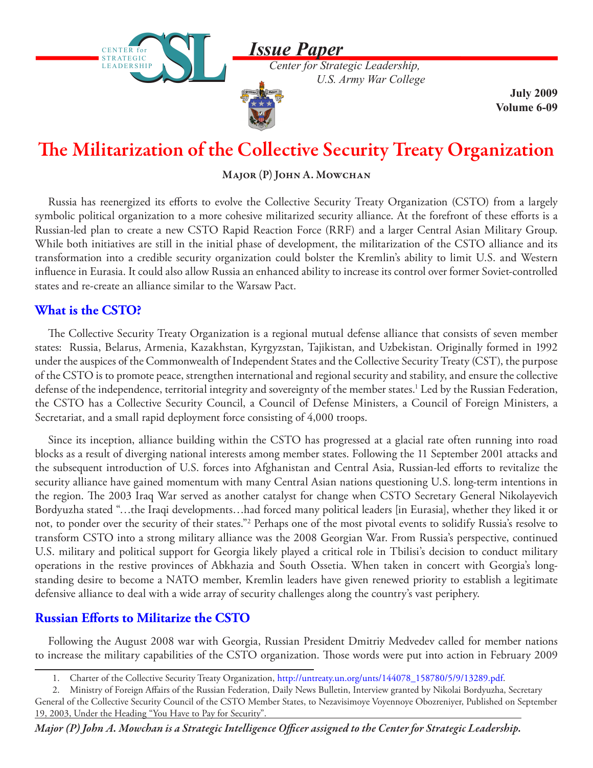*Issue Paper*

*Center for Strategic Leadership, U.S. Army War College*

**July 2009**
**Volume 6-09**

# The Militarization of the Collective Security Treaty Organization

**Major (P) John A. Mowchan**

Russia has reenergized its efforts to evolve the Collective Security Treaty Organization (CSTO) from a largely symbolic political organization to a more cohesive militarized security alliance. At the forefront of these efforts is a Russian-led plan to create a new CSTO Rapid Reaction Force (RRF) and a larger Central Asian Military Group. While both initiatives are still in the initial phase of development, the militarization of the CSTO alliance and its transformation into a credible security organization could bolster the Kremlin's ability to limit U.S. and Western influence in Eurasia. It could also allow Russia an enhanced ability to increase its control over former Soviet-controlled states and re-create an alliance similar to the Warsaw Pact.

## What is the CSTO?

The Collective Security Treaty Organization is a regional mutual defense alliance that consists of seven member states: Russia, Belarus, Armenia, Kazakhstan, Kyrgyzstan, Tajikistan, and Uzbekistan. Originally formed in 1992 under the auspices of the Commonwealth of Independent States and the Collective Security Treaty (CST), the purpose of the CSTO is to promote peace, strengthen international and regional security and stability, and ensure the collective defense of the independence, territorial integrity and sovereignty of the member states.[1] Led by the Russian Federation, the CSTO has a Collective Security Council, a Council of Defense Ministers, a Council of Foreign Ministers, a Secretariat, and a small rapid deployment force consisting of 4,000 troops.

Since its inception, alliance building within the CSTO has progressed at a glacial rate often running into road blocks as a result of diverging national interests among member states. Following the 11 September 2001 attacks and the subsequent introduction of U.S. forces into Afghanistan and Central Asia, Russian-led efforts to revitalize the security alliance have gained momentum with many Central Asian nations questioning U.S. long-term intentions in the region. The 2003 Iraq War served as another catalyst for change when CSTO Secretary General Nikolayevich Bordyuzha stated "…the Iraqi developments…had forced many political leaders [in Eurasia], whether they liked it or not, to ponder over the security of their states."[2] Perhaps one of the most pivotal events to solidify Russia's resolve to transform CSTO into a strong military alliance was the 2008 Georgian War. From Russia's perspective, continued U.S. military and political support for Georgia likely played a critical role in Tbilisi's decision to conduct military operations in the restive provinces of Abkhazia and South Ossetia. When taken in concert with Georgia's long-standing desire to become a NATO member, Kremlin leaders have given renewed priority to establish a legitimate defensive alliance to deal with a wide array of security challenges along the country's vast periphery.

## Russian Efforts to Militarize the CSTO

Following the August 2008 war with Georgia, Russian President Dmitriy Medvedev called for member nations to increase the military capabilities of the CSTO organization. Those words were put into action in February 2009

1. Charter of the Collective Security Treaty Organization, http://untreaty.un.org/unts/144078_158780/5/9/13289.pdf.

2. Ministry of Foreign Affairs of the Russian Federation, Daily News Bulletin, Interview granted by Nikolai Bordyuzha, Secretary General of the Collective Security Council of the CSTO Member States, to Nezavisimoye Voyennoye Obozreniyer, Published on September 19, 2003, Under the Heading "You Have to Pay for Security".

*Major (P) John A. Mowchan is a Strategic Intelligence Officer assigned to the Center for Strategic Leadership.*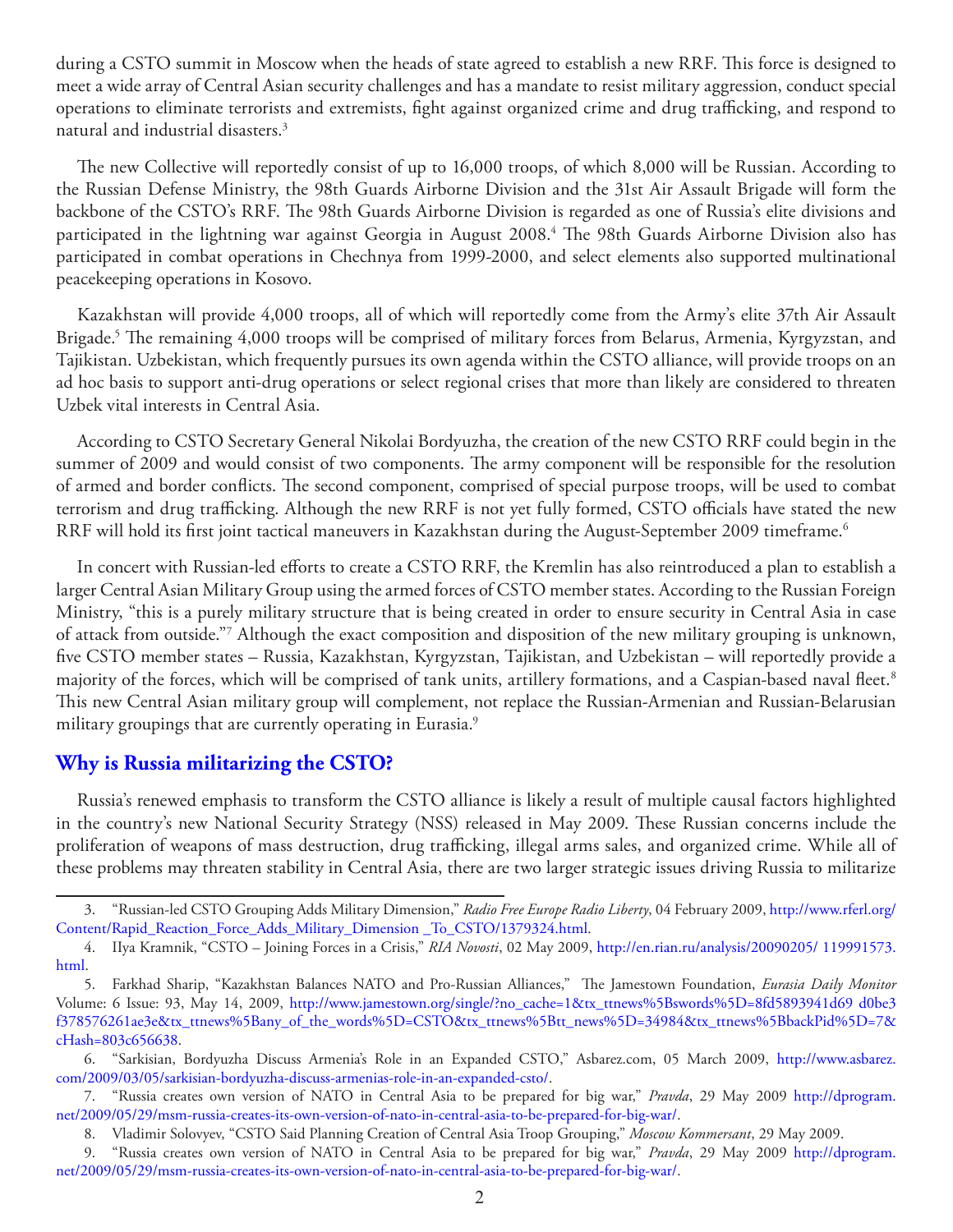during a CSTO summit in Moscow when the heads of state agreed to establish a new RRF. This force is designed to meet a wide array of Central Asian security challenges and has a mandate to resist military aggression, conduct special operations to eliminate terrorists and extremists, fight against organized crime and drug trafficking, and respond to natural and industrial disasters.[3]

The new Collective will reportedly consist of up to 16,000 troops, of which 8,000 will be Russian. According to the Russian Defense Ministry, the 98th Guards Airborne Division and the 31st Air Assault Brigade will form the backbone of the CSTO's RRF. The 98th Guards Airborne Division is regarded as one of Russia's elite divisions and participated in the lightning war against Georgia in August 2008.[4] The 98th Guards Airborne Division also has participated in combat operations in Chechnya from 1999-2000, and select elements also supported multinational peacekeeping operations in Kosovo.

Kazakhstan will provide 4,000 troops, all of which will reportedly come from the Army's elite 37th Air Assault Brigade.[5] The remaining 4,000 troops will be comprised of military forces from Belarus, Armenia, Kyrgyzstan, and Tajikistan. Uzbekistan, which frequently pursues its own agenda within the CSTO alliance, will provide troops on an ad hoc basis to support anti-drug operations or select regional crises that more than likely are considered to threaten Uzbek vital interests in Central Asia.

According to CSTO Secretary General Nikolai Bordyuzha, the creation of the new CSTO RRF could begin in the summer of 2009 and would consist of two components. The army component will be responsible for the resolution of armed and border conflicts. The second component, comprised of special purpose troops, will be used to combat terrorism and drug trafficking. Although the new RRF is not yet fully formed, CSTO officials have stated the new RRF will hold its first joint tactical maneuvers in Kazakhstan during the August-September 2009 timeframe.[6]

In concert with Russian-led efforts to create a CSTO RRF, the Kremlin has also reintroduced a plan to establish a larger Central Asian Military Group using the armed forces of CSTO member states. According to the Russian Foreign Ministry, "this is a purely military structure that is being created in order to ensure security in Central Asia in case of attack from outside."[7] Although the exact composition and disposition of the new military grouping is unknown, five CSTO member states – Russia, Kazakhstan, Kyrgyzstan, Tajikistan, and Uzbekistan – will reportedly provide a majority of the forces, which will be comprised of tank units, artillery formations, and a Caspian-based naval fleet.[8] This new Central Asian military group will complement, not replace the Russian-Armenian and Russian-Belarusian military groupings that are currently operating in Eurasia.[9]

## Why is Russia militarizing the CSTO?

Russia's renewed emphasis to transform the CSTO alliance is likely a result of multiple causal factors highlighted in the country's new National Security Strategy (NSS) released in May 2009. These Russian concerns include the proliferation of weapons of mass destruction, drug trafficking, illegal arms sales, and organized crime. While all of these problems may threaten stability in Central Asia, there are two larger strategic issues driving Russia to militarize

---

3. "Russian-led CSTO Grouping Adds Military Dimension," *Radio Free Europe Radio Liberty*, 04 February 2009, http://www.rferl.org/Content/Rapid_Reaction_Force_Adds_Military_Dimension _To_CSTO/1379324.html.

4. Ilya Kramnik, "CSTO – Joining Forces in a Crisis," *RIA Novosti*, 02 May 2009, http://en.rian.ru/analysis/20090205/ 119991573.html.

5. Farkhad Sharip, "Kazakhstan Balances NATO and Pro-Russian Alliances," The Jamestown Foundation, *Eurasia Daily Monitor* Volume: 6 Issue: 93, May 14, 2009, http://www.jamestown.org/single/?no_cache=1&tx_ttnews%5Bswords%5D=8fd5893941d69 d0be3f378576261ae3e&tx_ttnews%5Bany_of_the_words%5D=CSTO&tx_ttnews%5Btt_news%5D=34984&tx_ttnews%5BbackPid%5D=7&cHash=803c656638.

6. "Sarkisian, Bordyuzha Discuss Armenia's Role in an Expanded CSTO," Asbarez.com, 05 March 2009, http://www.asbarez.com/2009/03/05/sarkisian-bordyuzha-discuss-armenias-role-in-an-expanded-csto/.

7. "Russia creates own version of NATO in Central Asia to be prepared for big war," *Pravda*, 29 May 2009 http://dprogram.net/2009/05/29/msm-russia-creates-its-own-version-of-nato-in-central-asia-to-be-prepared-for-big-war/.

8. Vladimir Solovyev, "CSTO Said Planning Creation of Central Asia Troop Grouping," *Moscow Kommersant*, 29 May 2009.

9. "Russia creates own version of NATO in Central Asia to be prepared for big war," *Pravda*, 29 May 2009 http://dprogram.net/2009/05/29/msm-russia-creates-its-own-version-of-nato-in-central-asia-to-be-prepared-for-big-war/.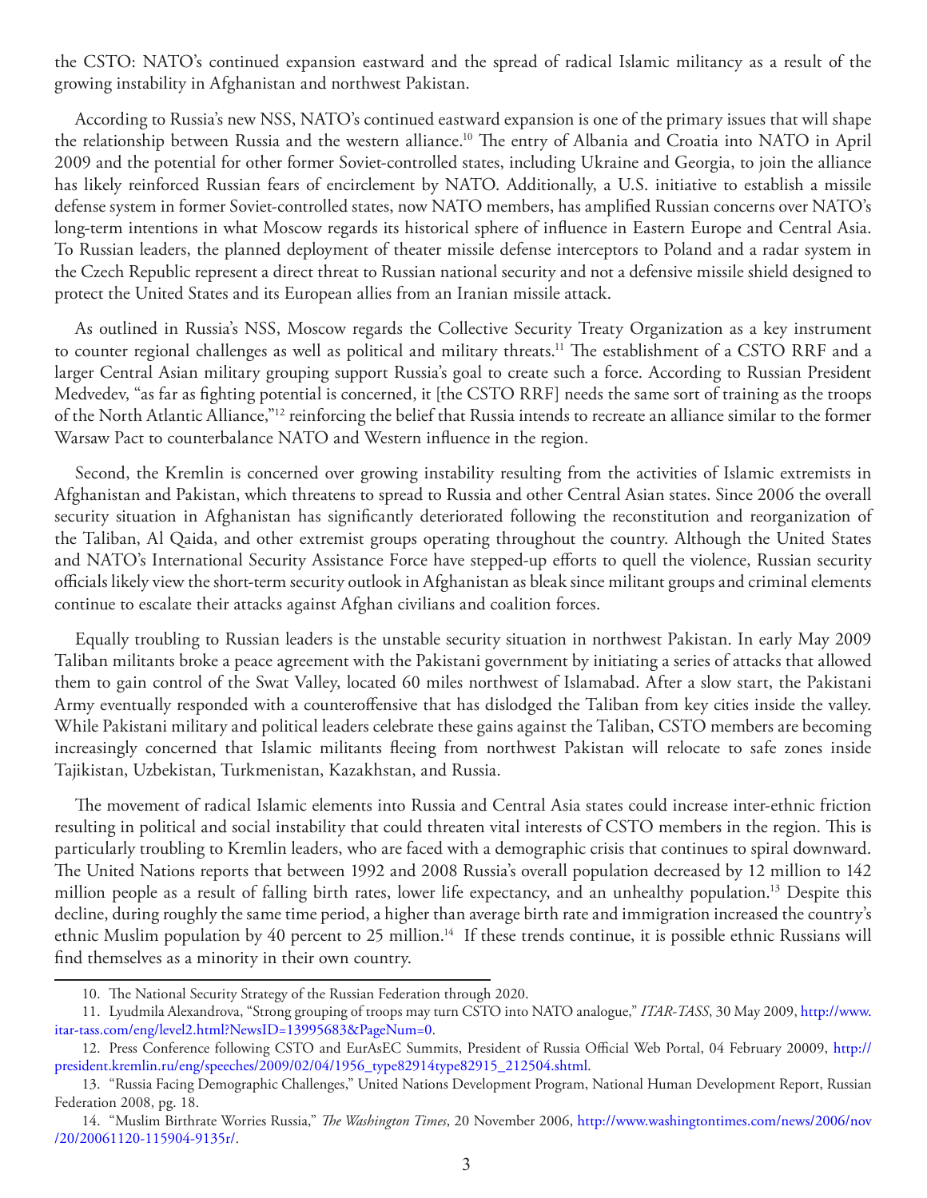the CSTO: NATO's continued expansion eastward and the spread of radical Islamic militancy as a result of the growing instability in Afghanistan and northwest Pakistan.

According to Russia's new NSS, NATO's continued eastward expansion is one of the primary issues that will shape the relationship between Russia and the western alliance.[10] The entry of Albania and Croatia into NATO in April 2009 and the potential for other former Soviet-controlled states, including Ukraine and Georgia, to join the alliance has likely reinforced Russian fears of encirclement by NATO. Additionally, a U.S. initiative to establish a missile defense system in former Soviet-controlled states, now NATO members, has amplified Russian concerns over NATO's long-term intentions in what Moscow regards its historical sphere of influence in Eastern Europe and Central Asia. To Russian leaders, the planned deployment of theater missile defense interceptors to Poland and a radar system in the Czech Republic represent a direct threat to Russian national security and not a defensive missile shield designed to protect the United States and its European allies from an Iranian missile attack.

As outlined in Russia's NSS, Moscow regards the Collective Security Treaty Organization as a key instrument to counter regional challenges as well as political and military threats.[11] The establishment of a CSTO RRF and a larger Central Asian military grouping support Russia's goal to create such a force. According to Russian President Medvedev, "as far as fighting potential is concerned, it [the CSTO RRF] needs the same sort of training as the troops of the North Atlantic Alliance,"[12] reinforcing the belief that Russia intends to recreate an alliance similar to the former Warsaw Pact to counterbalance NATO and Western influence in the region.

Second, the Kremlin is concerned over growing instability resulting from the activities of Islamic extremists in Afghanistan and Pakistan, which threatens to spread to Russia and other Central Asian states. Since 2006 the overall security situation in Afghanistan has significantly deteriorated following the reconstitution and reorganization of the Taliban, Al Qaida, and other extremist groups operating throughout the country. Although the United States and NATO's International Security Assistance Force have stepped-up efforts to quell the violence, Russian security officials likely view the short-term security outlook in Afghanistan as bleak since militant groups and criminal elements continue to escalate their attacks against Afghan civilians and coalition forces.

Equally troubling to Russian leaders is the unstable security situation in northwest Pakistan. In early May 2009 Taliban militants broke a peace agreement with the Pakistani government by initiating a series of attacks that allowed them to gain control of the Swat Valley, located 60 miles northwest of Islamabad. After a slow start, the Pakistani Army eventually responded with a counteroffensive that has dislodged the Taliban from key cities inside the valley. While Pakistani military and political leaders celebrate these gains against the Taliban, CSTO members are becoming increasingly concerned that Islamic militants fleeing from northwest Pakistan will relocate to safe zones inside Tajikistan, Uzbekistan, Turkmenistan, Kazakhstan, and Russia.

The movement of radical Islamic elements into Russia and Central Asia states could increase inter-ethnic friction resulting in political and social instability that could threaten vital interests of CSTO members in the region. This is particularly troubling to Kremlin leaders, who are faced with a demographic crisis that continues to spiral downward. The United Nations reports that between 1992 and 2008 Russia's overall population decreased by 12 million to 142 million people as a result of falling birth rates, lower life expectancy, and an unhealthy population.[13] Despite this decline, during roughly the same time period, a higher than average birth rate and immigration increased the country's ethnic Muslim population by 40 percent to 25 million.[14] If these trends continue, it is possible ethnic Russians will find themselves as a minority in their own country.

---

10. The National Security Strategy of the Russian Federation through 2020.

11. Lyudmila Alexandrova, "Strong grouping of troops may turn CSTO into NATO analogue," *ITAR-TASS*, 30 May 2009, http://www.itar-tass.com/eng/level2.html?NewsID=13995683&PageNum=0.

12. Press Conference following CSTO and EurAsEC Summits, President of Russia Official Web Portal, 04 February 20009, http://president.kremlin.ru/eng/speeches/2009/02/04/1956_type82914type82915_212504.shtml.

13. "Russia Facing Demographic Challenges," United Nations Development Program, National Human Development Report, Russian Federation 2008, pg. 18.

14. "Muslim Birthrate Worries Russia," *The Washington Times*, 20 November 2006, http://www.washingtontimes.com/news/2006/nov/20/20061120-115904-9135r/.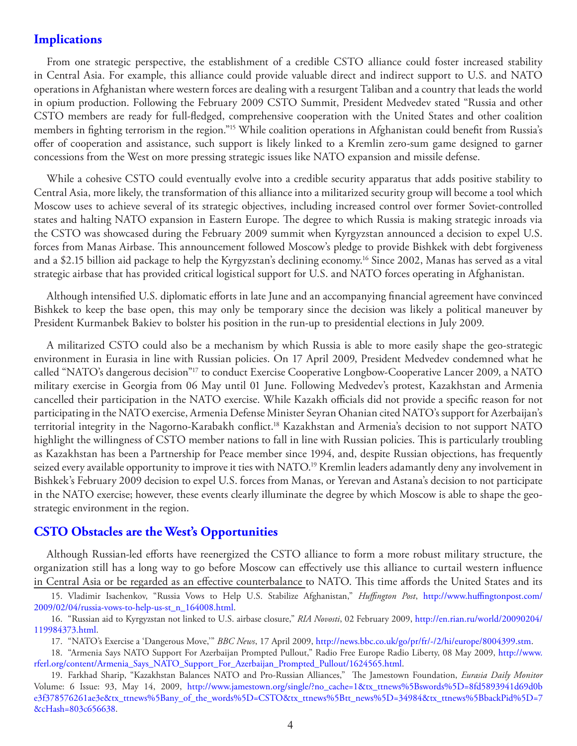## Implications

From one strategic perspective, the establishment of a credible CSTO alliance could foster increased stability in Central Asia. For example, this alliance could provide valuable direct and indirect support to U.S. and NATO operations in Afghanistan where western forces are dealing with a resurgent Taliban and a country that leads the world in opium production. Following the February 2009 CSTO Summit, President Medvedev stated "Russia and other CSTO members are ready for full-fledged, comprehensive cooperation with the United States and other coalition members in fighting terrorism in the region."[15] While coalition operations in Afghanistan could benefit from Russia's offer of cooperation and assistance, such support is likely linked to a Kremlin zero-sum game designed to garner concessions from the West on more pressing strategic issues like NATO expansion and missile defense.

While a cohesive CSTO could eventually evolve into a credible security apparatus that adds positive stability to Central Asia, more likely, the transformation of this alliance into a militarized security group will become a tool which Moscow uses to achieve several of its strategic objectives, including increased control over former Soviet-controlled states and halting NATO expansion in Eastern Europe. The degree to which Russia is making strategic inroads via the CSTO was showcased during the February 2009 summit when Kyrgyzstan announced a decision to expel U.S. forces from Manas Airbase. This announcement followed Moscow's pledge to provide Bishkek with debt forgiveness and a $2.15 billion aid package to help the Kyrgyzstan's declining economy.[16] Since 2002, Manas has served as a vital strategic airbase that has provided critical logistical support for U.S. and NATO forces operating in Afghanistan.

Although intensified U.S. diplomatic efforts in late June and an accompanying financial agreement have convinced Bishkek to keep the base open, this may only be temporary since the decision was likely a political maneuver by President Kurmanbek Bakiev to bolster his position in the run-up to presidential elections in July 2009.

A militarized CSTO could also be a mechanism by which Russia is able to more easily shape the geo-strategic environment in Eurasia in line with Russian policies. On 17 April 2009, President Medvedev condemned what he called "NATO's dangerous decision"[17] to conduct Exercise Cooperative Longbow-Cooperative Lancer 2009, a NATO military exercise in Georgia from 06 May until 01 June. Following Medvedev's protest, Kazakhstan and Armenia cancelled their participation in the NATO exercise. While Kazakh officials did not provide a specific reason for not participating in the NATO exercise, Armenia Defense Minister Seyran Ohanian cited NATO's support for Azerbaijan's territorial integrity in the Nagorno-Karabakh conflict.[18] Kazakhstan and Armenia's decision to not support NATO highlight the willingness of CSTO member nations to fall in line with Russian policies. This is particularly troubling as Kazakhstan has been a Partnership for Peace member since 1994, and, despite Russian objections, has frequently seized every available opportunity to improve it ties with NATO.[19] Kremlin leaders adamantly deny any involvement in Bishkek's February 2009 decision to expel U.S. forces from Manas, or Yerevan and Astana's decision to not participate in the NATO exercise; however, these events clearly illuminate the degree by which Moscow is able to shape the geo-strategic environment in the region.

## CSTO Obstacles are the West's Opportunities

Although Russian-led efforts have reenergized the CSTO alliance to form a more robust military structure, the organization still has a long way to go before Moscow can effectively use this alliance to curtail western influence in Central Asia or be regarded as an effective counterbalance to NATO. This time affords the United States and its

---

15. Vladimir Isachenkov, "Russia Vows to Help U.S. Stabilize Afghanistan," *Huffington Post*, http://www.huffingtonpost.com/2009/02/04/russia-vows-to-help-us-st_n_164008.html.

16. "Russian aid to Kyrgyzstan not linked to U.S. airbase closure," *RIA Novosti*, 02 February 2009, http://en.rian.ru/world/20090204/119984373.html.

17. "NATO's Exercise a 'Dangerous Move,'" *BBC News*, 17 April 2009, http://news.bbc.co.uk/go/pr/fr/-/2/hi/europe/8004399.stm.

18. "Armenia Says NATO Support For Azerbaijan Prompted Pullout," Radio Free Europe Radio Liberty, 08 May 2009, http://www.rferl.org/content/Armenia_Says_NATO_Support_For_Azerbaijan_Prompted_Pullout/1624565.html.

19. Farkhad Sharip, "Kazakhstan Balances NATO and Pro-Russian Alliances," The Jamestown Foundation, *Eurasia Daily Monitor* Volume: 6 Issue: 93, May 14, 2009, http://www.jamestown.org/single/?no_cache=1&tx_ttnews%5Bswords%5D=8fd5893941d69d0be3f378576261ae3e&tx_ttnews%5Bany_of_the_words%5D=CSTO&tx_ttnews%5Btt_news%5D=34984&tx_ttnews%5BbackPid%5D=7&cHash=803c656638.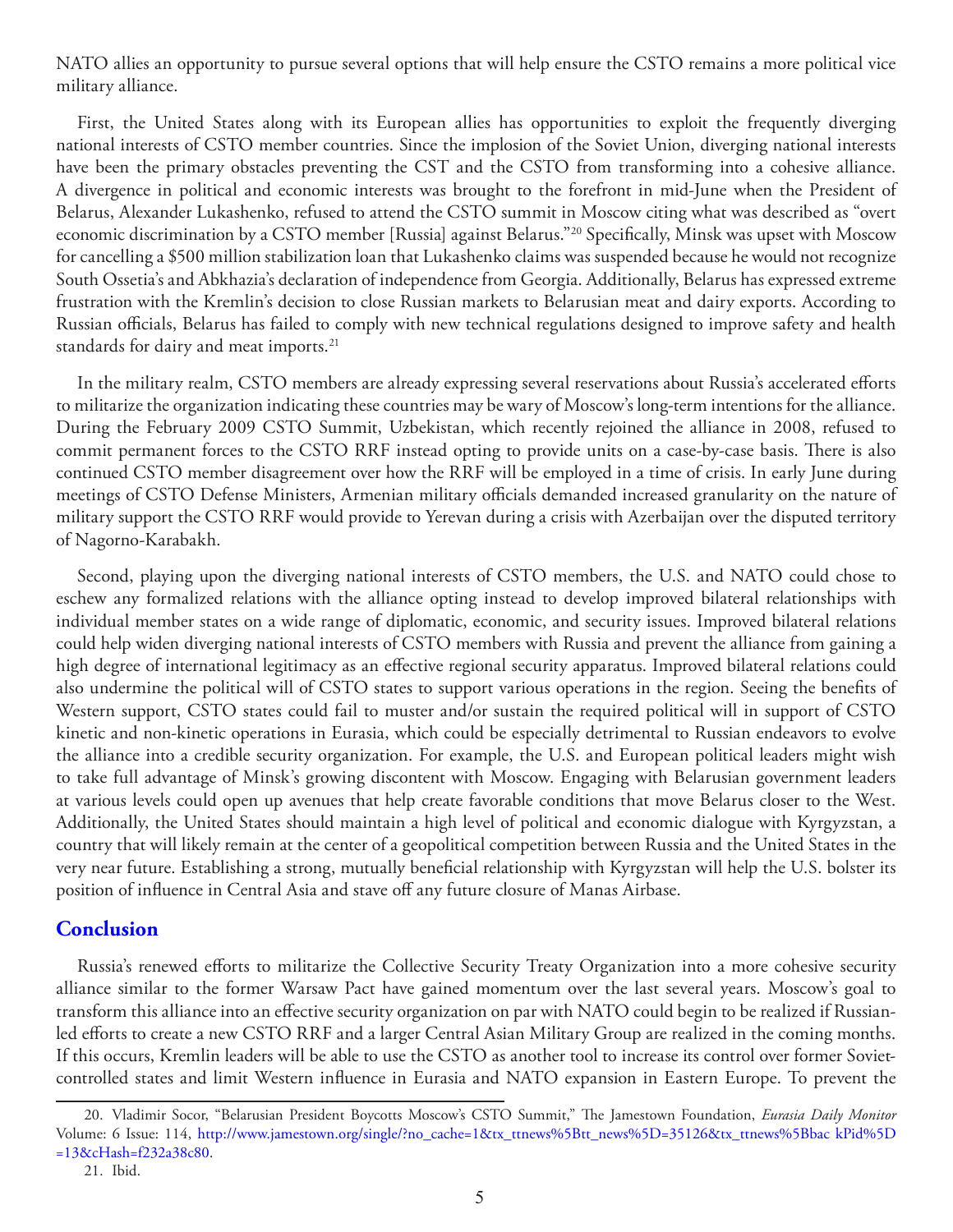NATO allies an opportunity to pursue several options that will help ensure the CSTO remains a more political vice military alliance.

First, the United States along with its European allies has opportunities to exploit the frequently diverging national interests of CSTO member countries. Since the implosion of the Soviet Union, diverging national interests have been the primary obstacles preventing the CST and the CSTO from transforming into a cohesive alliance. A divergence in political and economic interests was brought to the forefront in mid-June when the President of Belarus, Alexander Lukashenko, refused to attend the CSTO summit in Moscow citing what was described as "overt economic discrimination by a CSTO member [Russia] against Belarus."[20] Specifically, Minsk was upset with Moscow for cancelling a $500 million stabilization loan that Lukashenko claims was suspended because he would not recognize South Ossetia's and Abkhazia's declaration of independence from Georgia. Additionally, Belarus has expressed extreme frustration with the Kremlin's decision to close Russian markets to Belarusian meat and dairy exports. According to Russian officials, Belarus has failed to comply with new technical regulations designed to improve safety and health standards for dairy and meat imports.[21]

In the military realm, CSTO members are already expressing several reservations about Russia's accelerated efforts to militarize the organization indicating these countries may be wary of Moscow's long-term intentions for the alliance. During the February 2009 CSTO Summit, Uzbekistan, which recently rejoined the alliance in 2008, refused to commit permanent forces to the CSTO RRF instead opting to provide units on a case-by-case basis. There is also continued CSTO member disagreement over how the RRF will be employed in a time of crisis. In early June during meetings of CSTO Defense Ministers, Armenian military officials demanded increased granularity on the nature of military support the CSTO RRF would provide to Yerevan during a crisis with Azerbaijan over the disputed territory of Nagorno-Karabakh.

Second, playing upon the diverging national interests of CSTO members, the U.S. and NATO could chose to eschew any formalized relations with the alliance opting instead to develop improved bilateral relationships with individual member states on a wide range of diplomatic, economic, and security issues. Improved bilateral relations could help widen diverging national interests of CSTO members with Russia and prevent the alliance from gaining a high degree of international legitimacy as an effective regional security apparatus. Improved bilateral relations could also undermine the political will of CSTO states to support various operations in the region. Seeing the benefits of Western support, CSTO states could fail to muster and/or sustain the required political will in support of CSTO kinetic and non-kinetic operations in Eurasia, which could be especially detrimental to Russian endeavors to evolve the alliance into a credible security organization. For example, the U.S. and European political leaders might wish to take full advantage of Minsk's growing discontent with Moscow. Engaging with Belarusian government leaders at various levels could open up avenues that help create favorable conditions that move Belarus closer to the West. Additionally, the United States should maintain a high level of political and economic dialogue with Kyrgyzstan, a country that will likely remain at the center of a geopolitical competition between Russia and the United States in the very near future. Establishing a strong, mutually beneficial relationship with Kyrgyzstan will help the U.S. bolster its position of influence in Central Asia and stave off any future closure of Manas Airbase.

## Conclusion

Russia's renewed efforts to militarize the Collective Security Treaty Organization into a more cohesive security alliance similar to the former Warsaw Pact have gained momentum over the last several years. Moscow's goal to transform this alliance into an effective security organization on par with NATO could begin to be realized if Russian-led efforts to create a new CSTO RRF and a larger Central Asian Military Group are realized in the coming months. If this occurs, Kremlin leaders will be able to use the CSTO as another tool to increase its control over former Soviet-controlled states and limit Western influence in Eurasia and NATO expansion in Eastern Europe. To prevent the

---

20. Vladimir Socor, "Belarusian President Boycotts Moscow's CSTO Summit," The Jamestown Foundation, *Eurasia Daily Monitor* Volume: 6 Issue: 114, http://www.jamestown.org/single/?no_cache=1&tx_ttnews%5Btt_news%5D=35126&tx_ttnews%5Bbac kPid%5D=13&cHash=f232a38c80.

21. Ibid.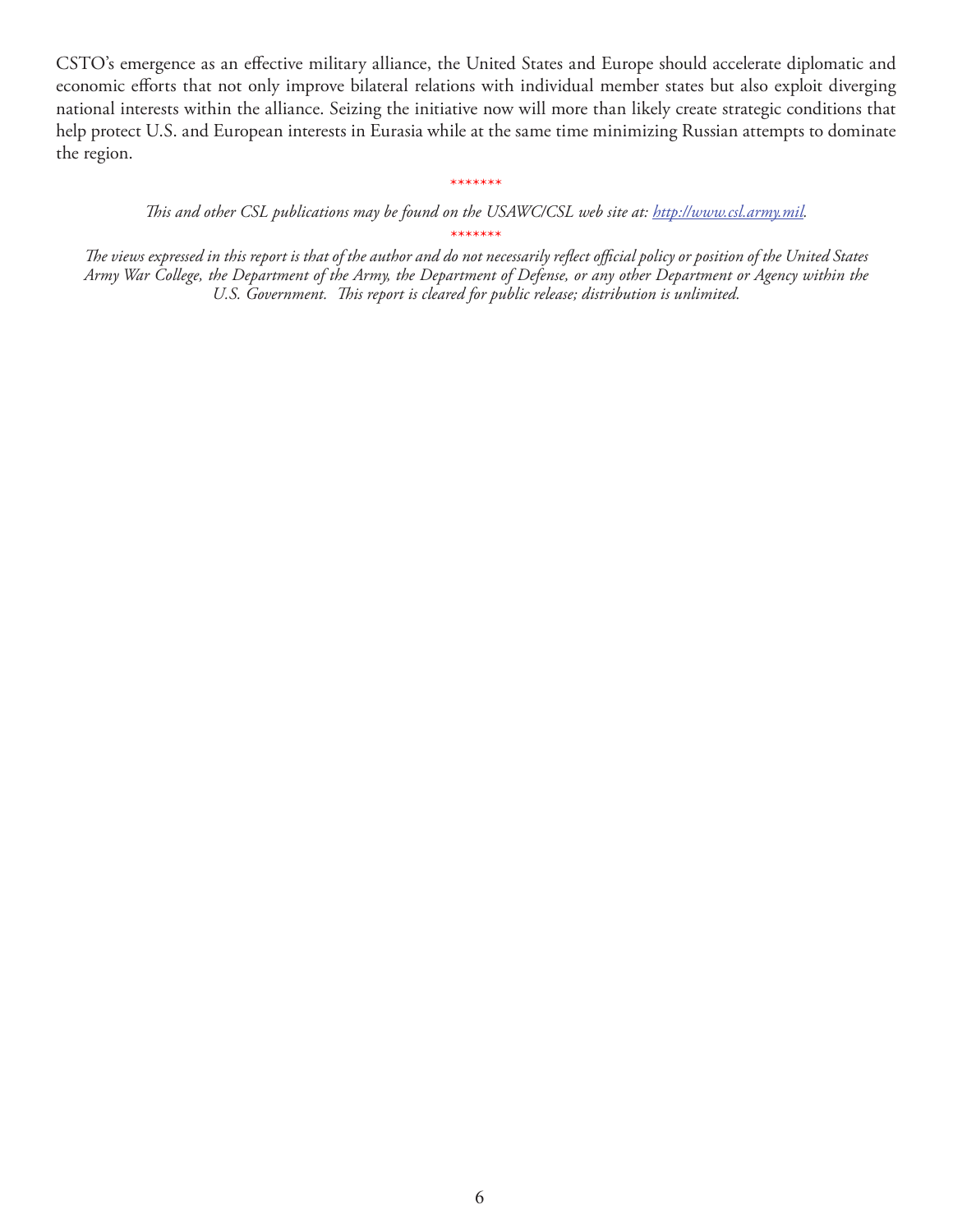CSTO's emergence as an effective military alliance, the United States and Europe should accelerate diplomatic and economic efforts that not only improve bilateral relations with individual member states but also exploit diverging national interests within the alliance. Seizing the initiative now will more than likely create strategic conditions that help protect U.S. and European interests in Eurasia while at the same time minimizing Russian attempts to dominate the region.

*******

*This and other CSL publications may be found on the USAWC/CSL web site at: http://www.csl.army.mil.*

*******

*The views expressed in this report is that of the author and do not necessarily reflect official policy or position of the United States Army War College, the Department of the Army, the Department of Defense, or any other Department or Agency within the U.S. Government. This report is cleared for public release; distribution is unlimited.*